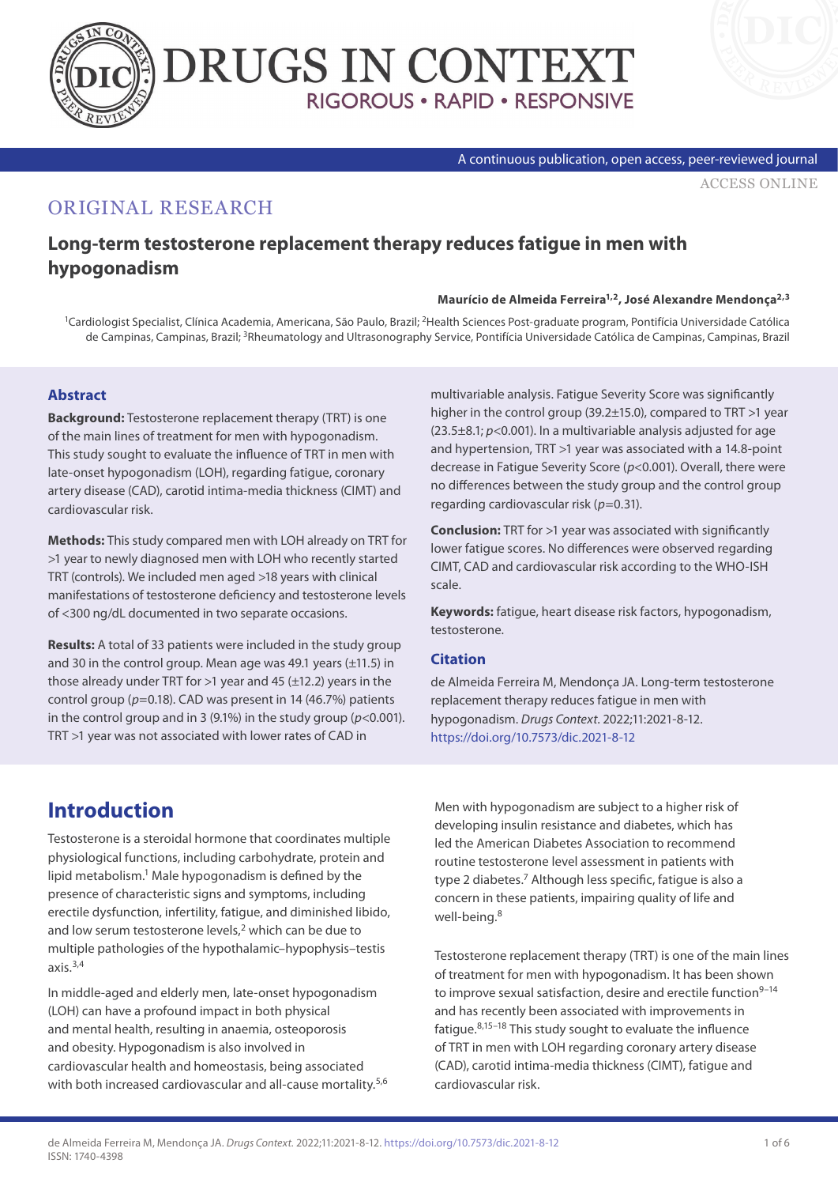ORIGINAL RESEARCH

# Long-term testosterone replacement therapy reduces fatigue in men with hypogonadism

**Maurício de Almeida Ferreira[1,2], José Alexandre Mendonça[2,3]**

[1]Cardiologist Specialist, Clínica Academia, Americana, São Paulo, Brazil; [2]Health Sciences Post-graduate program, Pontifícia Universidade Católica de Campinas, Campinas, Brazil; [3]Rheumatology and Ultrasonography Service, Pontifícia Universidade Católica de Campinas, Campinas, Brazil

## Abstract

**Background:** Testosterone replacement therapy (TRT) is one of the main lines of treatment for men with hypogonadism. This study sought to evaluate the influence of TRT in men with late-onset hypogonadism (LOH), regarding fatigue, coronary artery disease (CAD), carotid intima-media thickness (CIMT) and cardiovascular risk.

**Methods:** This study compared men with LOH already on TRT for >1 year to newly diagnosed men with LOH who recently started TRT (controls). We included men aged >18 years with clinical manifestations of testosterone deficiency and testosterone levels of <300 ng/dL documented in two separate occasions.

**Results:** A total of 33 patients were included in the study group and 30 in the control group. Mean age was 49.1 years (±11.5) in those already under TRT for >1 year and 45 (±12.2) years in the control group ($p$=0.18). CAD was present in 14 (46.7%) patients in the control group and in 3 (9.1%) in the study group ($p$<0.001). TRT >1 year was not associated with lower rates of CAD in multivariable analysis. Fatigue Severity Score was significantly higher in the control group (39.2±15.0), compared to TRT >1 year (23.5±8.1; $p$<0.001). In a multivariable analysis adjusted for age and hypertension, TRT >1 year was associated with a 14.8-point decrease in Fatigue Severity Score ($p$<0.001). Overall, there were no differences between the study group and the control group regarding cardiovascular risk ($p$=0.31).

**Conclusion:** TRT for >1 year was associated with significantly lower fatigue scores. No differences were observed regarding CIMT, CAD and cardiovascular risk according to the WHO-ISH scale.

**Keywords:** fatigue, heart disease risk factors, hypogonadism, testosterone.

### Citation

de Almeida Ferreira M, Mendonça JA. Long-term testosterone replacement therapy reduces fatigue in men with hypogonadism. *Drugs Context*. 2022;11:2021-8-12. https://doi.org/10.7573/dic.2021-8-12

## Introduction

Testosterone is a steroidal hormone that coordinates multiple physiological functions, including carbohydrate, protein and lipid metabolism.[1] Male hypogonadism is defined by the presence of characteristic signs and symptoms, including erectile dysfunction, infertility, fatigue, and diminished libido, and low serum testosterone levels,[2] which can be due to multiple pathologies of the hypothalamic–hypophysis–testis axis.[3,4]

In middle-aged and elderly men, late-onset hypogonadism (LOH) can have a profound impact in both physical and mental health, resulting in anaemia, osteoporosis and obesity. Hypogonadism is also involved in cardiovascular health and homeostasis, being associated with both increased cardiovascular and all-cause mortality.[5,6] Men with hypogonadism are subject to a higher risk of developing insulin resistance and diabetes, which has led the American Diabetes Association to recommend routine testosterone level assessment in patients with type 2 diabetes.[7] Although less specific, fatigue is also a concern in these patients, impairing quality of life and well-being.[8]

Testosterone replacement therapy (TRT) is one of the main lines of treatment for men with hypogonadism. It has been shown to improve sexual satisfaction, desire and erectile function[9–14] and has recently been associated with improvements in fatigue.[8,15–18] This study sought to evaluate the influence of TRT in men with LOH regarding coronary artery disease (CAD), carotid intima-media thickness (CIMT), fatigue and cardiovascular risk.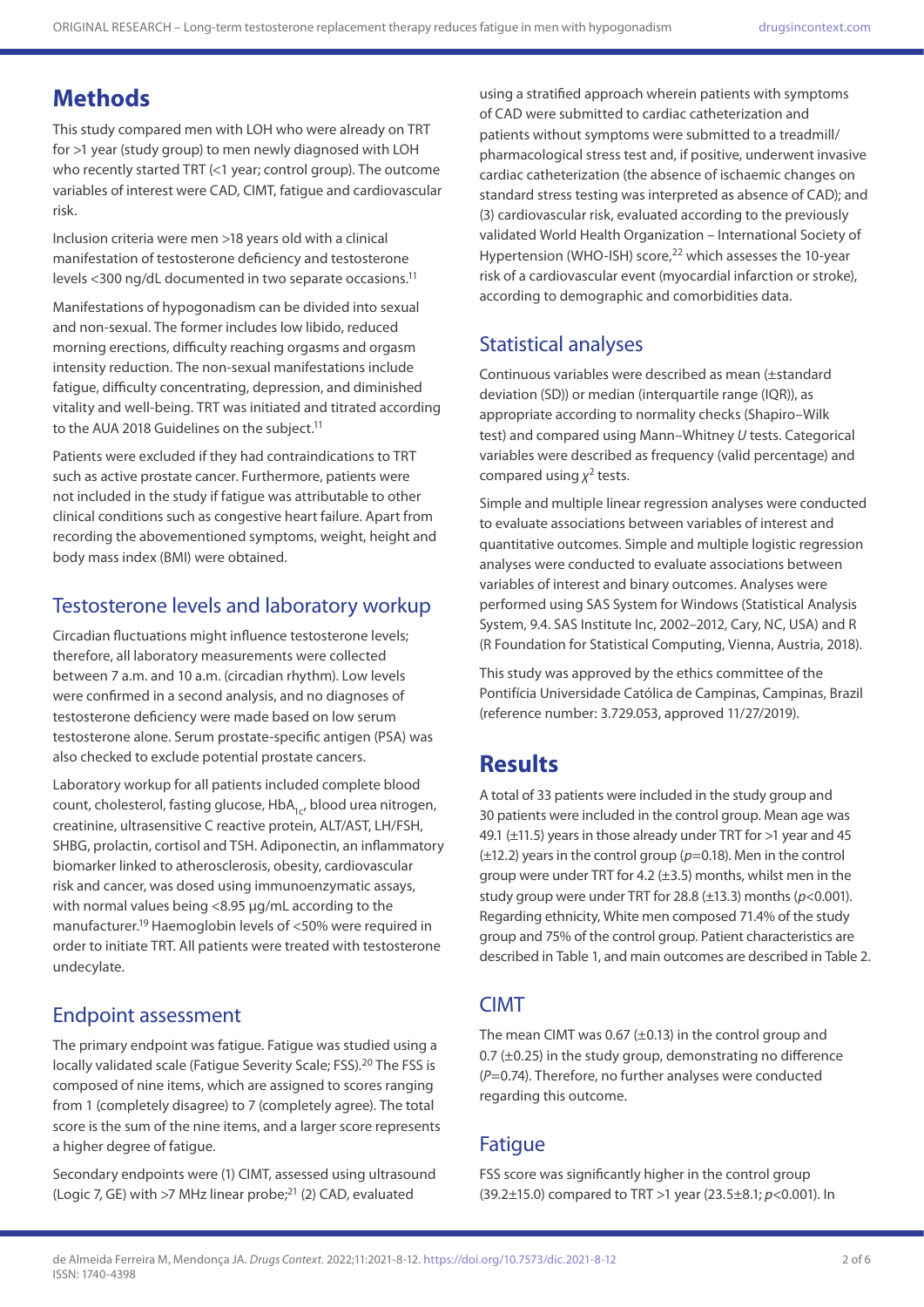## Methods

This study compared men with LOH who were already on TRT for >1 year (study group) to men newly diagnosed with LOH who recently started TRT (<1 year; control group). The outcome variables of interest were CAD, CIMT, fatigue and cardiovascular risk.

Inclusion criteria were men >18 years old with a clinical manifestation of testosterone deficiency and testosterone levels <300 ng/dL documented in two separate occasions.[11]

Manifestations of hypogonadism can be divided into sexual and non-sexual. The former includes low libido, reduced morning erections, difficulty reaching orgasms and orgasm intensity reduction. The non-sexual manifestations include fatigue, difficulty concentrating, depression, and diminished vitality and well-being. TRT was initiated and titrated according to the AUA 2018 Guidelines on the subject.[11]

Patients were excluded if they had contraindications to TRT such as active prostate cancer. Furthermore, patients were not included in the study if fatigue was attributable to other clinical conditions such as congestive heart failure. Apart from recording the abovementioned symptoms, weight, height and body mass index (BMI) were obtained.

### Testosterone levels and laboratory workup

Circadian fluctuations might influence testosterone levels; therefore, all laboratory measurements were collected between 7 a.m. and 10 a.m. (circadian rhythm). Low levels were confirmed in a second analysis, and no diagnoses of testosterone deficiency were made based on low serum testosterone alone. Serum prostate-specific antigen (PSA) was also checked to exclude potential prostate cancers.

Laboratory workup for all patients included complete blood count, cholesterol, fasting glucose, $HbA_{1c}$, blood urea nitrogen, creatinine, ultrasensitive C reactive protein, ALT/AST, LH/FSH, SHBG, prolactin, cortisol and TSH. Adiponectin, an inflammatory biomarker linked to atherosclerosis, obesity, cardiovascular risk and cancer, was dosed using immunoenzymatic assays, with normal values being <8.95 µg/mL according to the manufacturer.[19] Haemoglobin levels of <50% were required in order to initiate TRT. All patients were treated with testosterone undecylate.

### Endpoint assessment

The primary endpoint was fatigue. Fatigue was studied using a locally validated scale (Fatigue Severity Scale; FSS).[20] The FSS is composed of nine items, which are assigned to scores ranging from 1 (completely disagree) to 7 (completely agree). The total score is the sum of the nine items, and a larger score represents a higher degree of fatigue.

Secondary endpoints were (1) CIMT, assessed using ultrasound (Logic 7, GE) with >7 MHz linear probe;[21] (2) CAD, evaluated using a stratified approach wherein patients with symptoms of CAD were submitted to cardiac catheterization and patients without symptoms were submitted to a treadmill/pharmacological stress test and, if positive, underwent invasive cardiac catheterization (the absence of ischaemic changes on standard stress testing was interpreted as absence of CAD); and (3) cardiovascular risk, evaluated according to the previously validated World Health Organization – International Society of Hypertension (WHO-ISH) score,[22] which assesses the 10-year risk of a cardiovascular event (myocardial infarction or stroke), according to demographic and comorbidities data.

### Statistical analyses

Continuous variables were described as mean (±standard deviation (SD)) or median (interquartile range (IQR)), as appropriate according to normality checks (Shapiro–Wilk test) and compared using Mann–Whitney *U* tests. Categorical variables were described as frequency (valid percentage) and compared using $\chi^2$ tests.

Simple and multiple linear regression analyses were conducted to evaluate associations between variables of interest and quantitative outcomes. Simple and multiple logistic regression analyses were conducted to evaluate associations between variables of interest and binary outcomes. Analyses were performed using SAS System for Windows (Statistical Analysis System, 9.4. SAS Institute Inc, 2002–2012, Cary, NC, USA) and R (R Foundation for Statistical Computing, Vienna, Austria, 2018).

This study was approved by the ethics committee of the Pontifícia Universidade Católica de Campinas, Campinas, Brazil (reference number: 3.729.053, approved 11/27/2019).

## Results

A total of 33 patients were included in the study group and 30 patients were included in the control group. Mean age was 49.1 (±11.5) years in those already under TRT for >1 year and 45 (±12.2) years in the control group ($p$=0.18). Men in the control group were under TRT for 4.2 (±3.5) months, whilst men in the study group were under TRT for 28.8 (±13.3) months ($p$<0.001). Regarding ethnicity, White men composed 71.4% of the study group and 75% of the control group. Patient characteristics are described in Table 1, and main outcomes are described in Table 2.

### CIMT

The mean CIMT was 0.67 (±0.13) in the control group and 0.7 (±0.25) in the study group, demonstrating no difference ($P$=0.74). Therefore, no further analyses were conducted regarding this outcome.

### Fatigue

FSS score was significantly higher in the control group (39.2±15.0) compared to TRT >1 year (23.5±8.1; $p$<0.001). In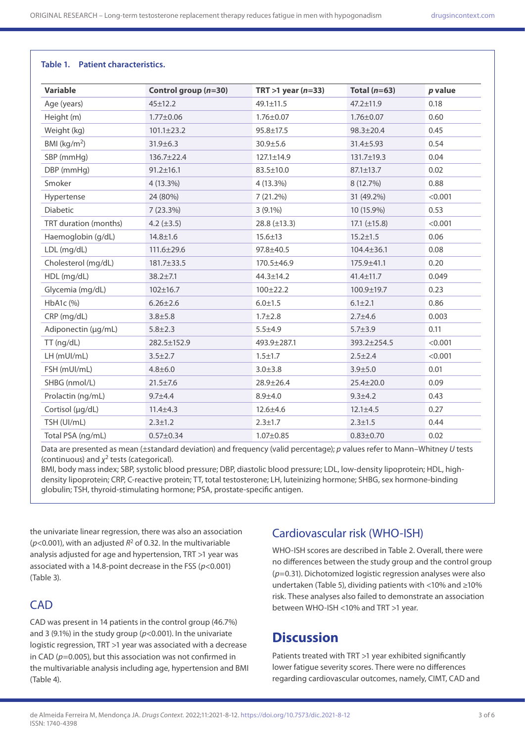**Table 1. Patient characteristics.**

| Variable | Control group (*n*=30) | TRT >1 year (*n*=33) | Total (*n*=63) | *p* value |
|---|---|---|---|---|
| Age (years) | 45±12.2 | 49.1±11.5 | 47.2±11.9 | 0.18 |
| Height (m) | 1.77±0.06 | 1.76±0.07 | 1.76±0.07 | 0.60 |
| Weight (kg) | 101.1±23.2 | 95.8±17.5 | 98.3±20.4 | 0.45 |
| BMI (kg/m$^2$) | 31.9±6.3 | 30.9±5.6 | 31.4±5.93 | 0.54 |
| SBP (mmHg) | 136.7±22.4 | 127.1±14.9 | 131.7±19.3 | 0.04 |
| DBP (mmHg) | 91.2±16.1 | 83.5±10.0 | 87.1±13.7 | 0.02 |
| Smoker | 4 (13.3%) | 4 (13.3%) | 8 (12.7%) | 0.88 |
| Hypertense | 24 (80%) | 7 (21.2%) | 31 (49.2%) | <0.001 |
| Diabetic | 7 (23.3%) | 3 (9.1%) | 10 (15.9%) | 0.53 |
| TRT duration (months) | 4.2 (±3.5) | 28.8 (±13.3) | 17.1 (±15.8) | <0.001 |
| Haemoglobin (g/dL) | 14.8±1.6 | 15.6±13 | 15.2±1.5 | 0.06 |
| LDL (mg/dL) | 111.6±29.6 | 97.8±40.5 | 104.4±36.1 | 0.08 |
| Cholesterol (mg/dL) | 181.7±33.5 | 170.5±46.9 | 175.9±41.1 | 0.20 |
| HDL (mg/dL) | 38.2±7.1 | 44.3±14.2 | 41.4±11.7 | 0.049 |
| Glycemia (mg/dL) | 102±16.7 | 100±22.2 | 100.9±19.7 | 0.23 |
| HbA1c (%) | 6.26±2.6 | 6.0±1.5 | 6.1±2.1 | 0.86 |
| CRP (mg/dL) | 3.8±5.8 | 1.7±2.8 | 2.7±4.6 | 0.003 |
| Adiponectin (µg/mL) | 5.8±2.3 | 5.5±4.9 | 5.7±3.9 | 0.11 |
| TT (ng/dL) | 282.5±152.9 | 493.9±287.1 | 393.2±254.5 | <0.001 |
| LH (mUI/mL) | 3.5±2.7 | 1.5±1.7 | 2.5±2.4 | <0.001 |
| FSH (mUI/mL) | 4.8±6.0 | 3.0±3.8 | 3.9±5.0 | 0.01 |
| SHBG (nmol/L) | 21.5±7.6 | 28.9±26.4 | 25.4±20.0 | 0.09 |
| Prolactin (ng/mL) | 9.7±4.4 | 8.9±4.0 | 9.3±4.2 | 0.43 |
| Cortisol (µg/dL) | 11.4±4.3 | 12.6±4.6 | 12.1±4.5 | 0.27 |
| TSH (UI/mL) | 2.3±1.2 | 2.3±1.7 | 2.3±1.5 | 0.44 |
| Total PSA (ng/mL) | 0.57±0.34 | 1.07±0.85 | 0.83±0.70 | 0.02 |

Data are presented as mean (±standard deviation) and frequency (valid percentage); *p* values refer to Mann–Whitney *U* tests (continuous) and $\chi^2$ tests (categorical).

BMI, body mass index; SBP, systolic blood pressure; DBP, diastolic blood pressure; LDL, low-density lipoprotein; HDL, high-density lipoprotein; CRP, C-reactive protein; TT, total testosterone; LH, luteinizing hormone; SHBG, sex hormone-binding globulin; TSH, thyroid-stimulating hormone; PSA, prostate-specific antigen.

the univariate linear regression, there was also an association ($p<0.001$), with an adjusted $R^2$ of 0.32. In the multivariable analysis adjusted for age and hypertension, TRT >1 year was associated with a 14.8-point decrease in the FSS ($p<0.001$) (Table 3).

## CAD

CAD was present in 14 patients in the control group (46.7%) and 3 (9.1%) in the study group ($p<0.001$). In the univariate logistic regression, TRT >1 year was associated with a decrease in CAD ($p=0.005$), but this association was not confirmed in the multivariable analysis including age, hypertension and BMI (Table 4).

## Cardiovascular risk (WHO-ISH)

WHO-ISH scores are described in Table 2. Overall, there were no differences between the study group and the control group ($p=0.31$). Dichotomized logistic regression analyses were also undertaken (Table 5), dividing patients with <10% and ≥10% risk. These analyses also failed to demonstrate an association between WHO-ISH <10% and TRT >1 year.

# Discussion

Patients treated with TRT >1 year exhibited significantly lower fatigue severity scores. There were no differences regarding cardiovascular outcomes, namely, CIMT, CAD and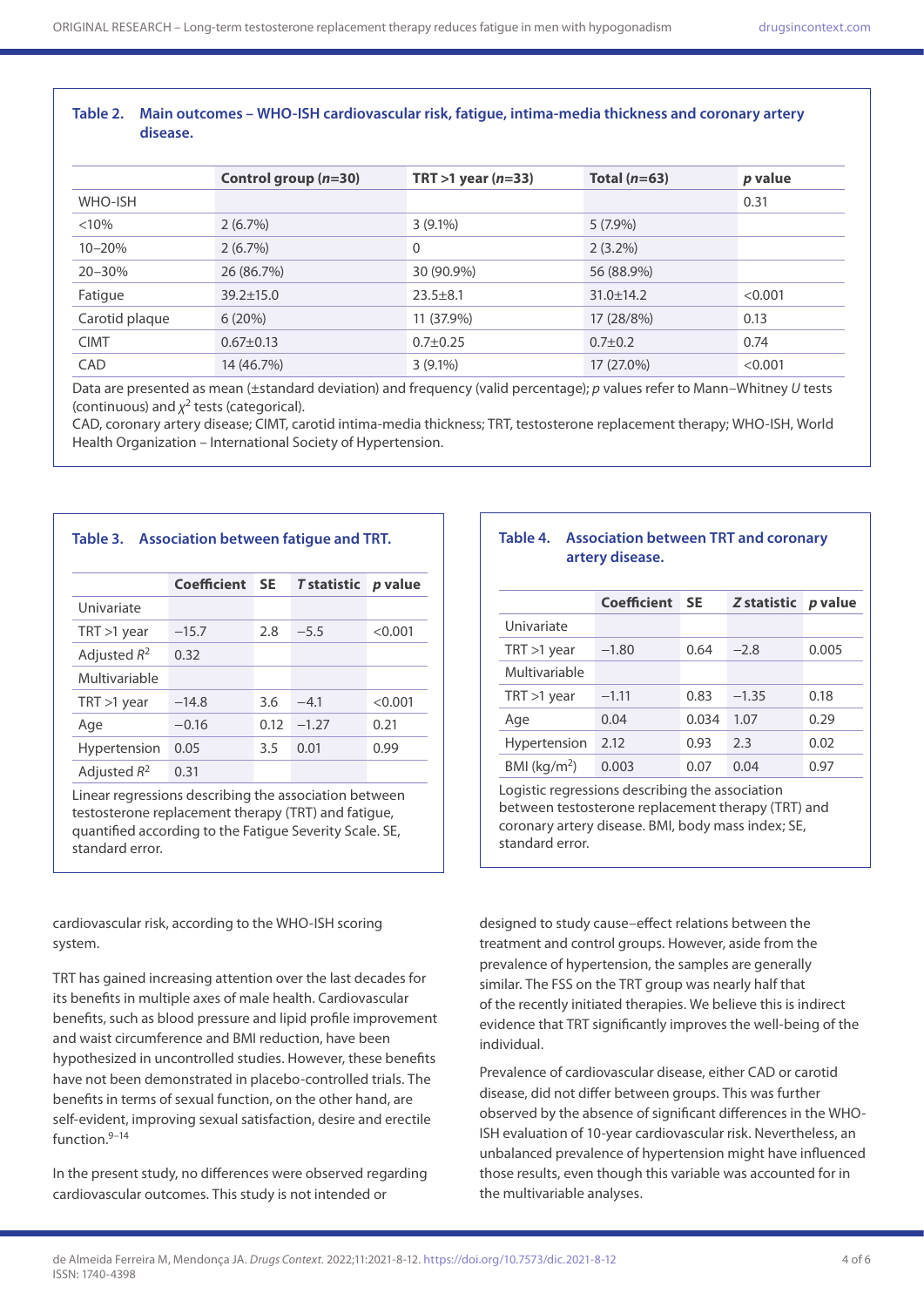**Table 2. Main outcomes – WHO-ISH cardiovascular risk, fatigue, intima-media thickness and coronary artery disease.**

| | Control group (*n*=30) | TRT >1 year (*n*=33) | Total (*n*=63) | *p* value |
|---|---|---|---|---|
| WHO-ISH | | | | 0.31 |
| <10% | 2 (6.7%) | 3 (9.1%) | 5 (7.9%) | |
| 10–20% | 2 (6.7%) | 0 | 2 (3.2%) | |
| 20–30% | 26 (86.7%) | 30 (90.9%) | 56 (88.9%) | |
| Fatigue | 39.2±15.0 | 23.5±8.1 | 31.0±14.2 | <0.001 |
| Carotid plaque | 6 (20%) | 11 (37.9%) | 17 (28/8%) | 0.13 |
| CIMT | 0.67±0.13 | 0.7±0.25 | 0.7±0.2 | 0.74 |
| CAD | 14 (46.7%) | 3 (9.1%) | 17 (27.0%) | <0.001 |

Data are presented as mean (±standard deviation) and frequency (valid percentage); *p* values refer to Mann–Whitney *U* tests (continuous) and $\chi^2$ tests (categorical).
CAD, coronary artery disease; CIMT, carotid intima-media thickness; TRT, testosterone replacement therapy; WHO-ISH, World Health Organization – International Society of Hypertension.

**Table 3. Association between fatigue and TRT.**

| | Coefficient | SE | *T* statistic | *p* value |
|---|---|---|---|---|
| Univariate | | | | |
| TRT >1 year | −15.7 | 2.8 | −5.5 | <0.001 |
| Adjusted $R^2$ | 0.32 | | | |
| Multivariable | | | | |
| TRT >1 year | −14.8 | 3.6 | −4.1 | <0.001 |
| Age | −0.16 | 0.12 | −1.27 | 0.21 |
| Hypertension | 0.05 | 3.5 | 0.01 | 0.99 |
| Adjusted $R^2$ | 0.31 | | | |

Linear regressions describing the association between testosterone replacement therapy (TRT) and fatigue, quantified according to the Fatigue Severity Scale. SE, standard error.

**Table 4. Association between TRT and coronary artery disease.**

| | Coefficient | SE | *Z* statistic | *p* value |
|---|---|---|---|---|
| Univariate | | | | |
| TRT >1 year | −1.80 | 0.64 | −2.8 | 0.005 |
| Multivariable | | | | |
| TRT >1 year | −1.11 | 0.83 | −1.35 | 0.18 |
| Age | 0.04 | 0.034 | 1.07 | 0.29 |
| Hypertension | 2.12 | 0.93 | 2.3 | 0.02 |
| BMI (kg/m$^2$) | 0.003 | 0.07 | 0.04 | 0.97 |

Logistic regressions describing the association between testosterone replacement therapy (TRT) and coronary artery disease. BMI, body mass index; SE, standard error.

cardiovascular risk, according to the WHO-ISH scoring system.

TRT has gained increasing attention over the last decades for its benefits in multiple axes of male health. Cardiovascular benefits, such as blood pressure and lipid profile improvement and waist circumference and BMI reduction, have been hypothesized in uncontrolled studies. However, these benefits have not been demonstrated in placebo-controlled trials. The benefits in terms of sexual function, on the other hand, are self-evident, improving sexual satisfaction, desire and erectile function.[9–14]

In the present study, no differences were observed regarding cardiovascular outcomes. This study is not intended or designed to study cause–effect relations between the treatment and control groups. However, aside from the prevalence of hypertension, the samples are generally similar. The FSS on the TRT group was nearly half that of the recently initiated therapies. We believe this is indirect evidence that TRT significantly improves the well-being of the individual.

Prevalence of cardiovascular disease, either CAD or carotid disease, did not differ between groups. This was further observed by the absence of significant differences in the WHO-ISH evaluation of 10-year cardiovascular risk. Nevertheless, an unbalanced prevalence of hypertension might have influenced those results, even though this variable was accounted for in the multivariable analyses.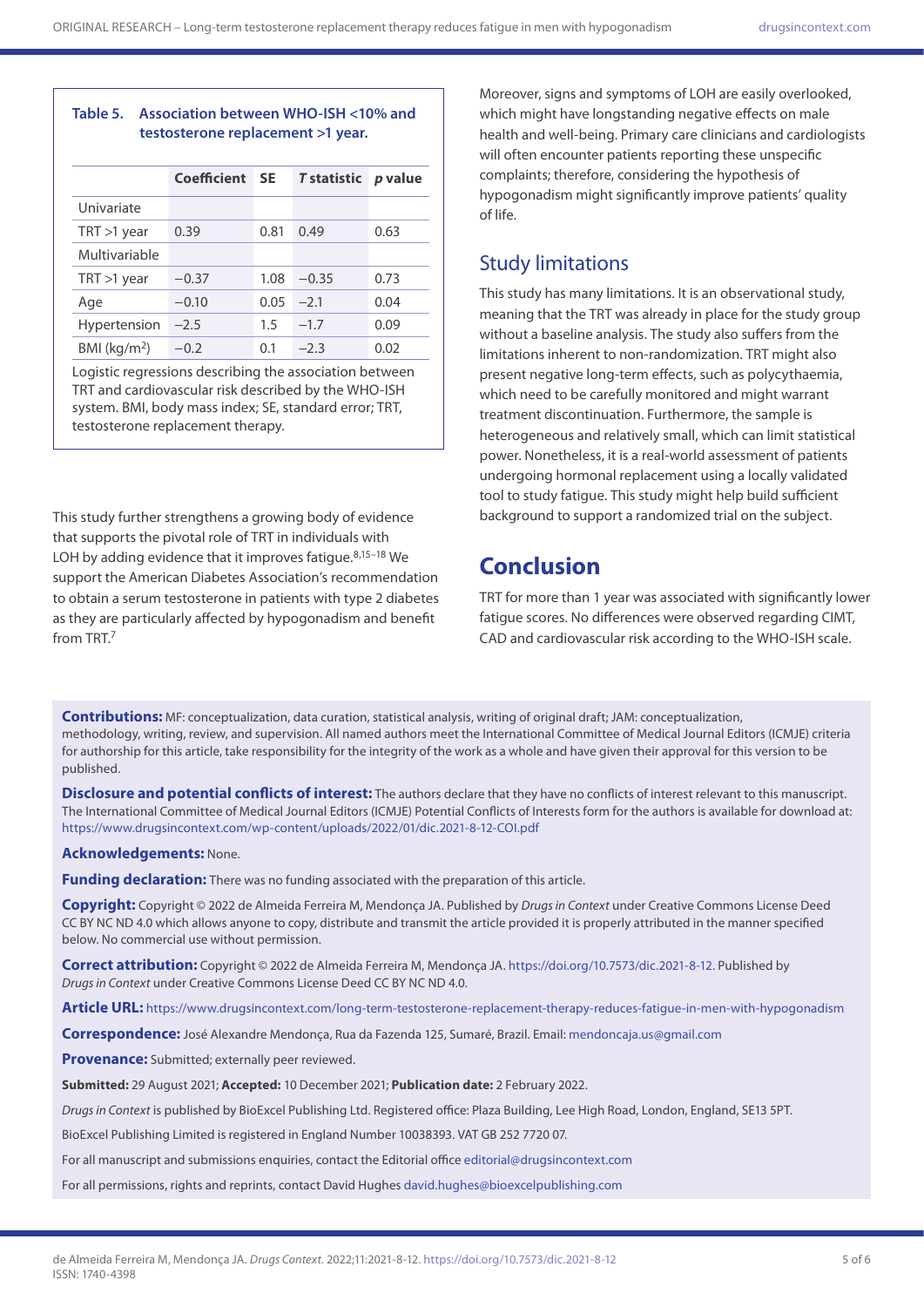**Table 5. Association between WHO-ISH <10% and testosterone replacement >1 year.**

| | Coefficient | SE | T statistic | p value |
|---|---|---|---|---|
| Univariate | | | | |
| TRT >1 year | 0.39 | 0.81 | 0.49 | 0.63 |
| Multivariable | | | | |
| TRT >1 year | −0.37 | 1.08 | −0.35 | 0.73 |
| Age | −0.10 | 0.05 | −2.1 | 0.04 |
| Hypertension | −2.5 | 1.5 | −1.7 | 0.09 |
| BMI (kg/m$^2$) | −0.2 | 0.1 | −2.3 | 0.02 |

Logistic regressions describing the association between TRT and cardiovascular risk described by the WHO-ISH system. BMI, body mass index; SE, standard error; TRT, testosterone replacement therapy.

This study further strengthens a growing body of evidence that supports the pivotal role of TRT in individuals with LOH by adding evidence that it improves fatigue.[8,15–18] We support the American Diabetes Association's recommendation to obtain a serum testosterone in patients with type 2 diabetes as they are particularly affected by hypogonadism and benefit from TRT.[7]

Moreover, signs and symptoms of LOH are easily overlooked, which might have longstanding negative effects on male health and well-being. Primary care clinicians and cardiologists will often encounter patients reporting these unspecific complaints; therefore, considering the hypothesis of hypogonadism might significantly improve patients' quality of life.

## Study limitations

This study has many limitations. It is an observational study, meaning that the TRT was already in place for the study group without a baseline analysis. The study also suffers from the limitations inherent to non-randomization. TRT might also present negative long-term effects, such as polycythaemia, which need to be carefully monitored and might warrant treatment discontinuation. Furthermore, the sample is heterogeneous and relatively small, which can limit statistical power. Nonetheless, it is a real-world assessment of patients undergoing hormonal replacement using a locally validated tool to study fatigue. This study might help build sufficient background to support a randomized trial on the subject.

# Conclusion

TRT for more than 1 year was associated with significantly lower fatigue scores. No differences were observed regarding CIMT, CAD and cardiovascular risk according to the WHO-ISH scale.

**Contributions:** MF: conceptualization, data curation, statistical analysis, writing of original draft; JAM: conceptualization, methodology, writing, review, and supervision. All named authors meet the International Committee of Medical Journal Editors (ICMJE) criteria for authorship for this article, take responsibility for the integrity of the work as a whole and have given their approval for this version to be published.

**Disclosure and potential conflicts of interest:** The authors declare that they have no conflicts of interest relevant to this manuscript. The International Committee of Medical Journal Editors (ICMJE) Potential Conflicts of Interests form for the authors is available for download at: https://www.drugsincontext.com/wp-content/uploads/2022/01/dic.2021-8-12-COI.pdf

**Acknowledgements:** None.

**Funding declaration:** There was no funding associated with the preparation of this article.

**Copyright:** Copyright © 2022 de Almeida Ferreira M, Mendonça JA. Published by *Drugs in Context* under Creative Commons License Deed CC BY NC ND 4.0 which allows anyone to copy, distribute and transmit the article provided it is properly attributed in the manner specified below. No commercial use without permission.

**Correct attribution:** Copyright © 2022 de Almeida Ferreira M, Mendonça JA. https://doi.org/10.7573/dic.2021-8-12. Published by *Drugs in Context* under Creative Commons License Deed CC BY NC ND 4.0.

**Article URL:** https://www.drugsincontext.com/long-term-testosterone-replacement-therapy-reduces-fatigue-in-men-with-hypogonadism

**Correspondence:** José Alexandre Mendonça, Rua da Fazenda 125, Sumaré, Brazil. Email: mendoncaja.us@gmail.com

**Provenance:** Submitted; externally peer reviewed.

**Submitted:** 29 August 2021; **Accepted:** 10 December 2021; **Publication date:** 2 February 2022.

*Drugs in Context* is published by BioExcel Publishing Ltd. Registered office: Plaza Building, Lee High Road, London, England, SE13 5PT.

BioExcel Publishing Limited is registered in England Number 10038393. VAT GB 252 7720 07.

For all manuscript and submissions enquiries, contact the Editorial office editorial@drugsincontext.com

For all permissions, rights and reprints, contact David Hughes david.hughes@bioexcelpublishing.com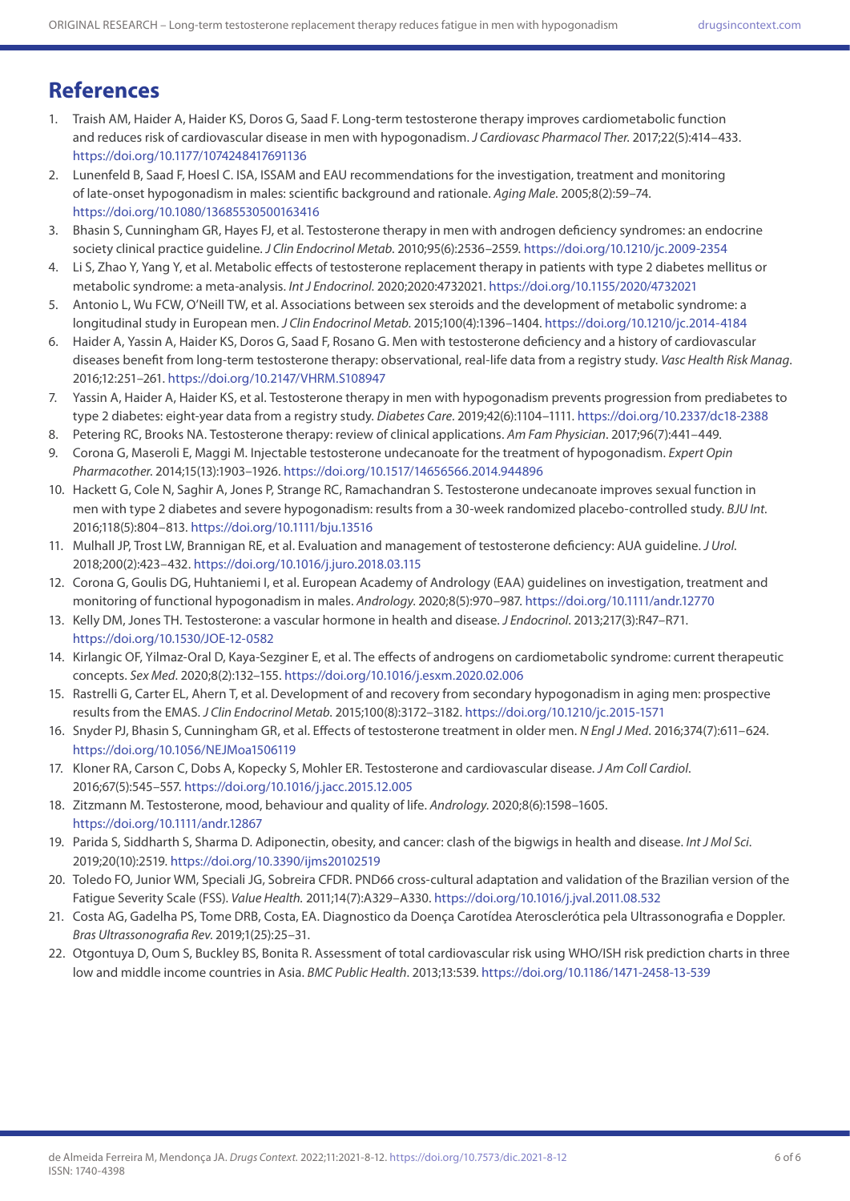## References

1. Traish AM, Haider A, Haider KS, Doros G, Saad F. Long-term testosterone therapy improves cardiometabolic function and reduces risk of cardiovascular disease in men with hypogonadism. *J Cardiovasc Pharmacol Ther.* 2017;22(5):414–433. https://doi.org/10.1177/1074248417691136
2. Lunenfeld B, Saad F, Hoesl C. ISA, ISSAM and EAU recommendations for the investigation, treatment and monitoring of late-onset hypogonadism in males: scientific background and rationale. *Aging Male.* 2005;8(2):59–74. https://doi.org/10.1080/13685530500163416
3. Bhasin S, Cunningham GR, Hayes FJ, et al. Testosterone therapy in men with androgen deficiency syndromes: an endocrine society clinical practice guideline. *J Clin Endocrinol Metab.* 2010;95(6):2536–2559. https://doi.org/10.1210/jc.2009-2354
4. Li S, Zhao Y, Yang Y, et al. Metabolic effects of testosterone replacement therapy in patients with type 2 diabetes mellitus or metabolic syndrome: a meta-analysis. *Int J Endocrinol.* 2020;2020:4732021. https://doi.org/10.1155/2020/4732021
5. Antonio L, Wu FCW, O'Neill TW, et al. Associations between sex steroids and the development of metabolic syndrome: a longitudinal study in European men. *J Clin Endocrinol Metab.* 2015;100(4):1396–1404. https://doi.org/10.1210/jc.2014-4184
6. Haider A, Yassin A, Haider KS, Doros G, Saad F, Rosano G. Men with testosterone deficiency and a history of cardiovascular diseases benefit from long-term testosterone therapy: observational, real-life data from a registry study. *Vasc Health Risk Manag.* 2016;12:251–261. https://doi.org/10.2147/VHRM.S108947
7. Yassin A, Haider A, Haider KS, et al. Testosterone therapy in men with hypogonadism prevents progression from prediabetes to type 2 diabetes: eight-year data from a registry study. *Diabetes Care.* 2019;42(6):1104–1111. https://doi.org/10.2337/dc18-2388
8. Petering RC, Brooks NA. Testosterone therapy: review of clinical applications. *Am Fam Physician.* 2017;96(7):441–449.
9. Corona G, Maseroli E, Maggi M. Injectable testosterone undecanoate for the treatment of hypogonadism. *Expert Opin Pharmacother.* 2014;15(13):1903–1926. https://doi.org/10.1517/14656566.2014.944896
10. Hackett G, Cole N, Saghir A, Jones P, Strange RC, Ramachandran S. Testosterone undecanoate improves sexual function in men with type 2 diabetes and severe hypogonadism: results from a 30-week randomized placebo-controlled study. *BJU Int.* 2016;118(5):804–813. https://doi.org/10.1111/bju.13516
11. Mulhall JP, Trost LW, Brannigan RE, et al. Evaluation and management of testosterone deficiency: AUA guideline. *J Urol.* 2018;200(2):423–432. https://doi.org/10.1016/j.juro.2018.03.115
12. Corona G, Goulis DG, Huhtaniemi I, et al. European Academy of Andrology (EAA) guidelines on investigation, treatment and monitoring of functional hypogonadism in males. *Andrology.* 2020;8(5):970–987. https://doi.org/10.1111/andr.12770
13. Kelly DM, Jones TH. Testosterone: a vascular hormone in health and disease. *J Endocrinol.* 2013;217(3):R47–R71. https://doi.org/10.1530/JOE-12-0582
14. Kirlangic OF, Yilmaz-Oral D, Kaya-Sezginer E, et al. The effects of androgens on cardiometabolic syndrome: current therapeutic concepts. *Sex Med.* 2020;8(2):132–155. https://doi.org/10.1016/j.esxm.2020.02.006
15. Rastrelli G, Carter EL, Ahern T, et al. Development of and recovery from secondary hypogonadism in aging men: prospective results from the EMAS. *J Clin Endocrinol Metab.* 2015;100(8):3172–3182. https://doi.org/10.1210/jc.2015-1571
16. Snyder PJ, Bhasin S, Cunningham GR, et al. Effects of testosterone treatment in older men. *N Engl J Med.* 2016;374(7):611–624. https://doi.org/10.1056/NEJMoa1506119
17. Kloner RA, Carson C, Dobs A, Kopecky S, Mohler ER. Testosterone and cardiovascular disease. *J Am Coll Cardiol.* 2016;67(5):545–557. https://doi.org/10.1016/j.jacc.2015.12.005
18. Zitzmann M. Testosterone, mood, behaviour and quality of life. *Andrology.* 2020;8(6):1598–1605. https://doi.org/10.1111/andr.12867
19. Parida S, Siddharth S, Sharma D. Adiponectin, obesity, and cancer: clash of the bigwigs in health and disease. *Int J Mol Sci.* 2019;20(10):2519. https://doi.org/10.3390/ijms20102519
20. Toledo FO, Junior WM, Speciali JG, Sobreira CFDR. PND66 cross-cultural adaptation and validation of the Brazilian version of the Fatigue Severity Scale (FSS). *Value Health.* 2011;14(7):A329–A330. https://doi.org/10.1016/j.jval.2011.08.532
21. Costa AG, Gadelha PS, Tome DRB, Costa, EA. Diagnostico da Doença Carotídea Aterosclerótica pela Ultrassonografia e Doppler. *Bras Ultrassonografia Rev.* 2019;1(25):25–31.
22. Otgontuya D, Oum S, Buckley BS, Bonita R. Assessment of total cardiovascular risk using WHO/ISH risk prediction charts in three low and middle income countries in Asia. *BMC Public Health.* 2013;13:539. https://doi.org/10.1186/1471-2458-13-539